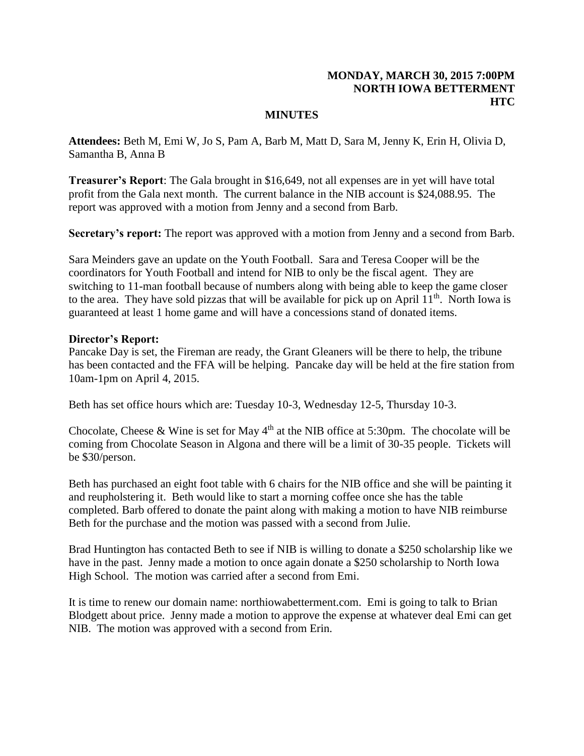**MONDAY, MARCH 30, 2015 7:00PM**
**NORTH IOWA BETTERMENT**
**HTC**

# MINUTES

**Attendees:** Beth M, Emi W, Jo S, Pam A, Barb M, Matt D, Sara M, Jenny K, Erin H, Olivia D, Samantha B, Anna B

**Treasurer's Report**: The Gala brought in $16,649, not all expenses are in yet will have total profit from the Gala next month. The current balance in the NIB account is $24,088.95. The report was approved with a motion from Jenny and a second from Barb.

**Secretary's report:** The report was approved with a motion from Jenny and a second from Barb.

Sara Meinders gave an update on the Youth Football. Sara and Teresa Cooper will be the coordinators for Youth Football and intend for NIB to only be the fiscal agent. They are switching to 11-man football because of numbers along with being able to keep the game closer to the area. They have sold pizzas that will be available for pick up on April 11th. North Iowa is guaranteed at least 1 home game and will have a concessions stand of donated items.

**Director's Report:**
Pancake Day is set, the Fireman are ready, the Grant Gleaners will be there to help, the tribune has been contacted and the FFA will be helping. Pancake day will be held at the fire station from 10am-1pm on April 4, 2015.

Beth has set office hours which are: Tuesday 10-3, Wednesday 12-5, Thursday 10-3.

Chocolate, Cheese & Wine is set for May 4th at the NIB office at 5:30pm. The chocolate will be coming from Chocolate Season in Algona and there will be a limit of 30-35 people. Tickets will be $30/person.

Beth has purchased an eight foot table with 6 chairs for the NIB office and she will be painting it and reupholstering it. Beth would like to start a morning coffee once she has the table completed. Barb offered to donate the paint along with making a motion to have NIB reimburse Beth for the purchase and the motion was passed with a second from Julie.

Brad Huntington has contacted Beth to see if NIB is willing to donate a $250 scholarship like we have in the past. Jenny made a motion to once again donate a $250 scholarship to North Iowa High School. The motion was carried after a second from Emi.

It is time to renew our domain name: northiowabetterment.com. Emi is going to talk to Brian Blodgett about price. Jenny made a motion to approve the expense at whatever deal Emi can get NIB. The motion was approved with a second from Erin.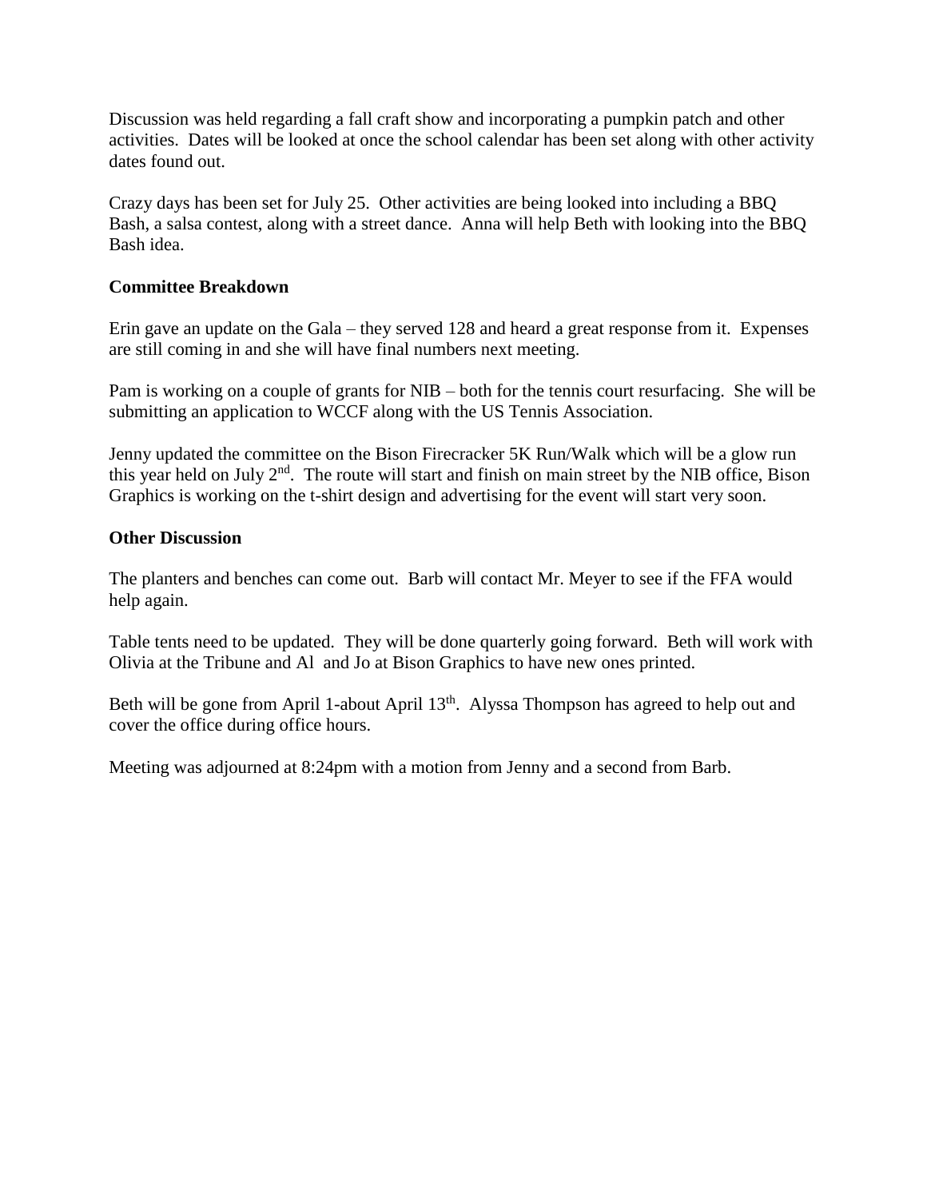Discussion was held regarding a fall craft show and incorporating a pumpkin patch and other activities. Dates will be looked at once the school calendar has been set along with other activity dates found out.

Crazy days has been set for July 25. Other activities are being looked into including a BBQ Bash, a salsa contest, along with a street dance. Anna will help Beth with looking into the BBQ Bash idea.

**Committee Breakdown**

Erin gave an update on the Gala – they served 128 and heard a great response from it. Expenses are still coming in and she will have final numbers next meeting.

Pam is working on a couple of grants for NIB – both for the tennis court resurfacing. She will be submitting an application to WCCF along with the US Tennis Association.

Jenny updated the committee on the Bison Firecracker 5K Run/Walk which will be a glow run this year held on July 2nd. The route will start and finish on main street by the NIB office, Bison Graphics is working on the t-shirt design and advertising for the event will start very soon.

**Other Discussion**

The planters and benches can come out. Barb will contact Mr. Meyer to see if the FFA would help again.

Table tents need to be updated. They will be done quarterly going forward. Beth will work with Olivia at the Tribune and Al and Jo at Bison Graphics to have new ones printed.

Beth will be gone from April 1-about April 13th. Alyssa Thompson has agreed to help out and cover the office during office hours.

Meeting was adjourned at 8:24pm with a motion from Jenny and a second from Barb.